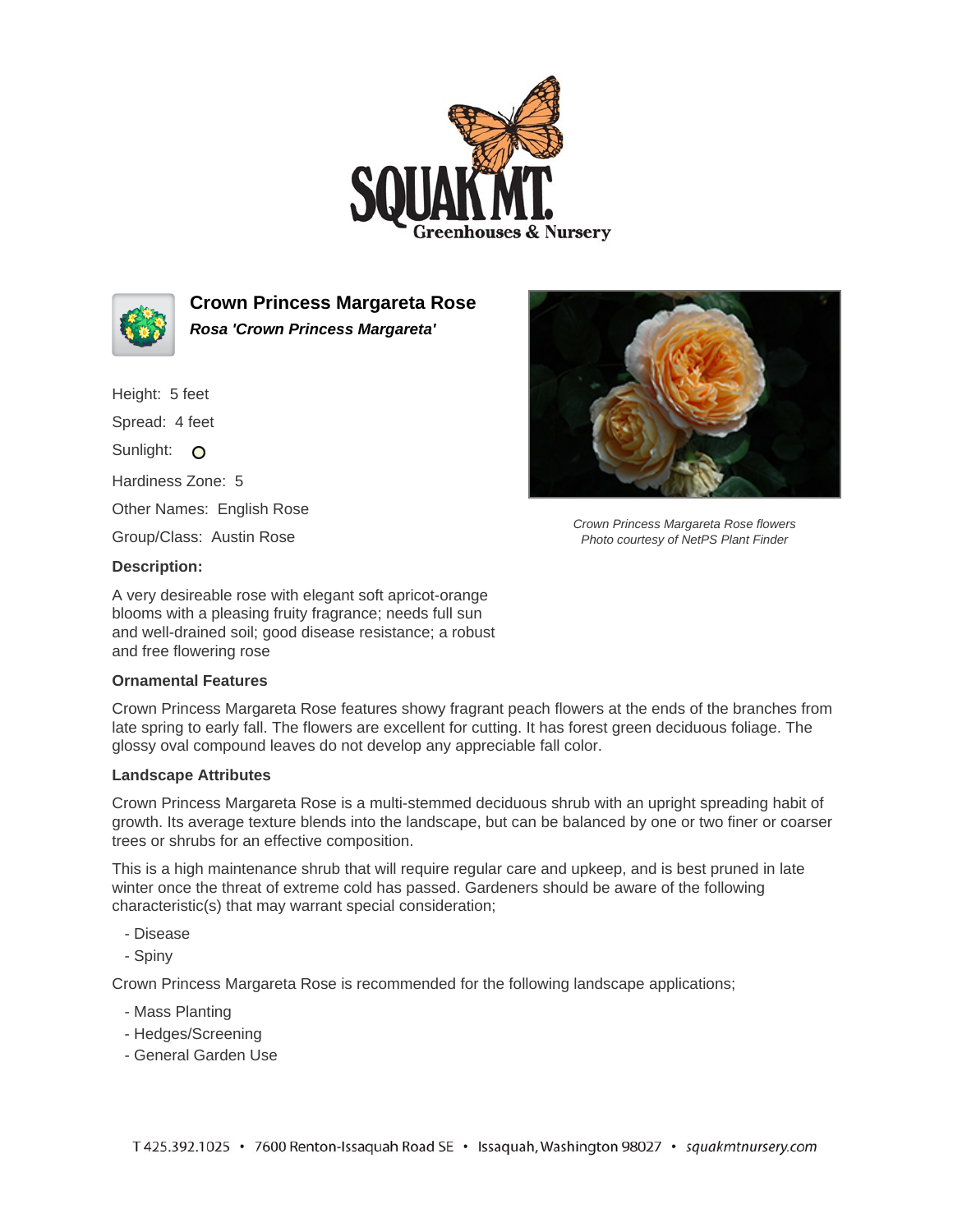# Crown Princess Margareta Rose

***Rosa 'Crown Princess Margareta'***

Height: 5 feet

Spread: 4 feet

Sunlight: ○

Hardiness Zone: 5

Other Names: English Rose

Group/Class: Austin Rose

*Crown Princess Margareta Rose flowers*
*Photo courtesy of NetPS Plant Finder*

### Description:

A very desireable rose with elegant soft apricot-orange blooms with a pleasing fruity fragrance; needs full sun and well-drained soil; good disease resistance; a robust and free flowering rose

### Ornamental Features

Crown Princess Margareta Rose features showy fragrant peach flowers at the ends of the branches from late spring to early fall. The flowers are excellent for cutting. It has forest green deciduous foliage. The glossy oval compound leaves do not develop any appreciable fall color.

### Landscape Attributes

Crown Princess Margareta Rose is a multi-stemmed deciduous shrub with an upright spreading habit of growth. Its average texture blends into the landscape, but can be balanced by one or two finer or coarser trees or shrubs for an effective composition.

This is a high maintenance shrub that will require regular care and upkeep, and is best pruned in late winter once the threat of extreme cold has passed. Gardeners should be aware of the following characteristic(s) that may warrant special consideration;

- Disease
- Spiny

Crown Princess Margareta Rose is recommended for the following landscape applications;

- Mass Planting
- Hedges/Screening
- General Garden Use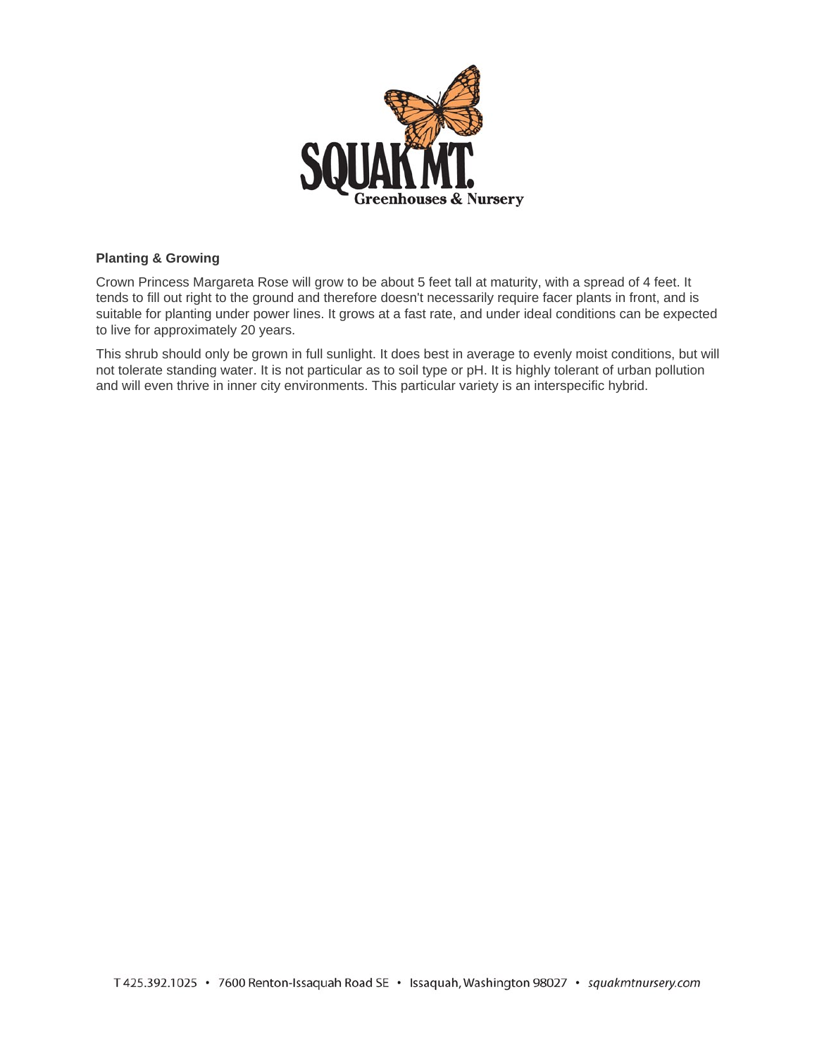**Planting & Growing**

Crown Princess Margareta Rose will grow to be about 5 feet tall at maturity, with a spread of 4 feet. It tends to fill out right to the ground and therefore doesn't necessarily require facer plants in front, and is suitable for planting under power lines. It grows at a fast rate, and under ideal conditions can be expected to live for approximately 20 years.

This shrub should only be grown in full sunlight. It does best in average to evenly moist conditions, but will not tolerate standing water. It is not particular as to soil type or pH. It is highly tolerant of urban pollution and will even thrive in inner city environments. This particular variety is an interspecific hybrid.